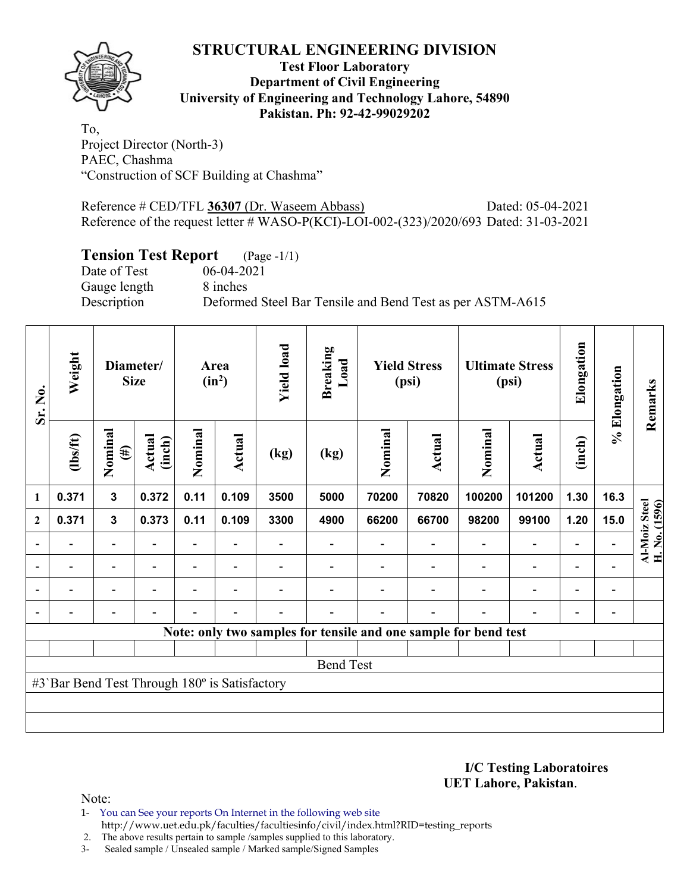# STRUCTURAL ENGINEERING DIVISION

**Test Floor Laboratory**
**Department of Civil Engineering**
**University of Engineering and Technology Lahore, 54890**
**Pakistan. Ph: 92-42-99029202**

To,
Project Director (North-3)
PAEC, Chashma
"Construction of SCF Building at Chashma"

Reference # CED/TFL **36307** (Dr. Waseem Abbass) Dated: 05-04-2021
Reference of the request letter # WASO-P(KCI)-LOI-002-(323)/2020/693 Dated: 31-03-2021

## Tension Test Report (Page -1/1)

Date of Test 06-04-2021
Gauge length 8 inches
Description Deformed Steel Bar Tensile and Bend Test as per ASTM-A615

| Sr. No. | Weight | Diameter/ Size | | Area ($in^2$) | | Yield load | Breaking Load | Yield Stress (psi) | | Ultimate Stress (psi) | | Elongation | % Elongation | Remarks |
|---|---|---|---|---|---|---|---|---|---|---|---|---|---|---|
| | (lbs/ft) | Nominal (#) | Actual (inch) | Nominal | Actual | (kg) | (kg) | Nominal | Actual | Nominal | Actual | (inch) | | |
| 1 | 0.371 | 3 | 0.372 | 0.11 | 0.109 | 3500 | 5000 | 70200 | 70820 | 100200 | 101200 | 1.30 | 16.3 | Al-Moiz Steel H. No. (1596) |
| 2 | 0.371 | 3 | 0.373 | 0.11 | 0.109 | 3300 | 4900 | 66200 | 66700 | 98200 | 99100 | 1.20 | 15.0 | |
| - | - | - | - | - | - | - | - | - | - | - | - | - | - | |
| - | - | - | - | - | - | - | - | - | - | - | - | - | - | |
| - | - | - | - | - | - | - | - | - | - | - | - | - | - | |
| - | - | - | - | - | - | - | - | - | - | - | - | - | - | |
| Note: only two samples for tensile and one sample for bend test | | | | | | | | | | | | | | |
| | | | | | | | | | | | | | | |
| Bend Test | | | | | | | | | | | | | | |
| #3`Bar Bend Test Through 180º is Satisfactory | | | | | | | | | | | | | | |

**I/C Testing Laboratoires**
**UET Lahore, Pakistan**.

Note:
1- You can See your reports On Internet in the following web site
http://www.uet.edu.pk/faculties/facultiesinfo/civil/index.html?RID=testing_reports
2. The above results pertain to sample /samples supplied to this laboratory.
3- Sealed sample / Unsealed sample / Marked sample/Signed Samples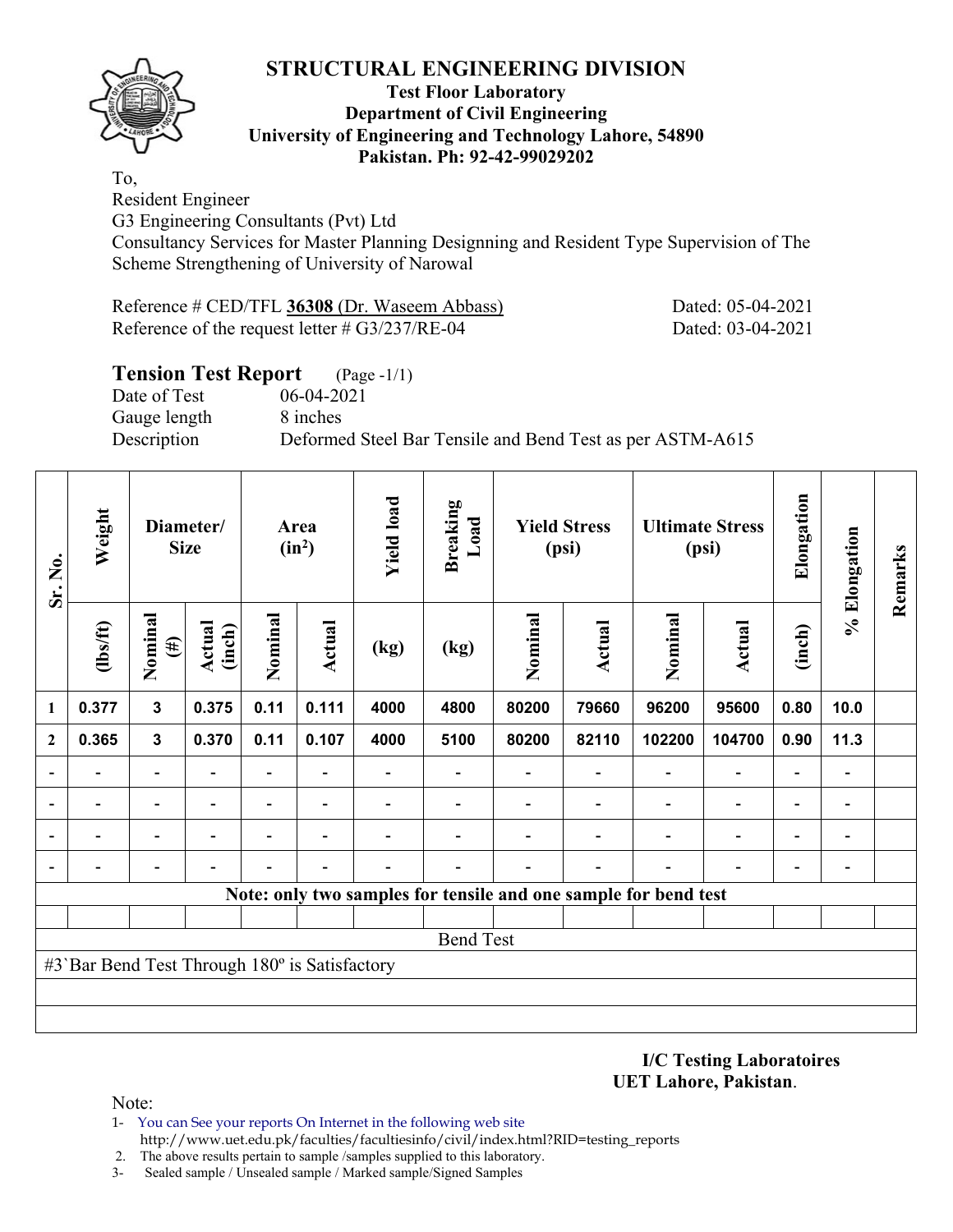# STRUCTURAL ENGINEERING DIVISION

**Test Floor Laboratory**
**Department of Civil Engineering**
**University of Engineering and Technology Lahore, 54890**
**Pakistan. Ph: 92-42-99029202**

To,
Resident Engineer
G3 Engineering Consultants (Pvt) Ltd
Consultancy Services for Master Planning Designning and Resident Type Supervision of The Scheme Strengthening of University of Narowal

Reference # CED/TFL **36308** (Dr. Waseem Abbass) Dated: 05-04-2021
Reference of the request letter # G3/237/RE-04 Dated: 03-04-2021

## Tension Test Report (Page -1/1)

Date of Test 06-04-2021
Gauge length 8 inches
Description Deformed Steel Bar Tensile and Bend Test as per ASTM-A615

| Sr. No. | Weight | Diameter/ Size | | Area ($in^2$) | | Yield load | Breaking Load | Yield Stress (psi) | | Ultimate Stress (psi) | | Elongation | % Elongation | Remarks |
|---|---|---|---|---|---|---|---|---|---|---|---|---|---|---|
| | (lbs/ft) | Nominal (#) | Actual (inch) | Nominal | Actual | (kg) | (kg) | Nominal | Actual | Nominal | Actual | (inch) | | |
| 1 | 0.377 | 3 | 0.375 | 0.11 | 0.111 | 4000 | 4800 | 80200 | 79660 | 96200 | 95600 | 0.80 | 10.0 | |
| 2 | 0.365 | 3 | 0.370 | 0.11 | 0.107 | 4000 | 5100 | 80200 | 82110 | 102200 | 104700 | 0.90 | 11.3 | |
| - | - | - | - | - | - | - | - | - | - | - | - | - | - | |
| - | - | - | - | - | - | - | - | - | - | - | - | - | - | |
| - | - | - | - | - | - | - | - | - | - | - | - | - | - | |
| - | - | - | - | - | - | - | - | - | - | - | - | - | - | |
| **Note: only two samples for tensile and one sample for bend test** | | | | | | | | | | | | | | |
| Bend Test | | | | | | | | | | | | | | |
| #3`Bar Bend Test Through 180º is Satisfactory | | | | | | | | | | | | | | |

**I/C Testing Laboratoires**
**UET Lahore, Pakistan**.

Note:
1- You can See your reports On Internet in the following web site
http://www.uet.edu.pk/faculties/facultiesinfo/civil/index.html?RID=testing_reports
2. The above results pertain to sample /samples supplied to this laboratory.
3- Sealed sample / Unsealed sample / Marked sample/Signed Samples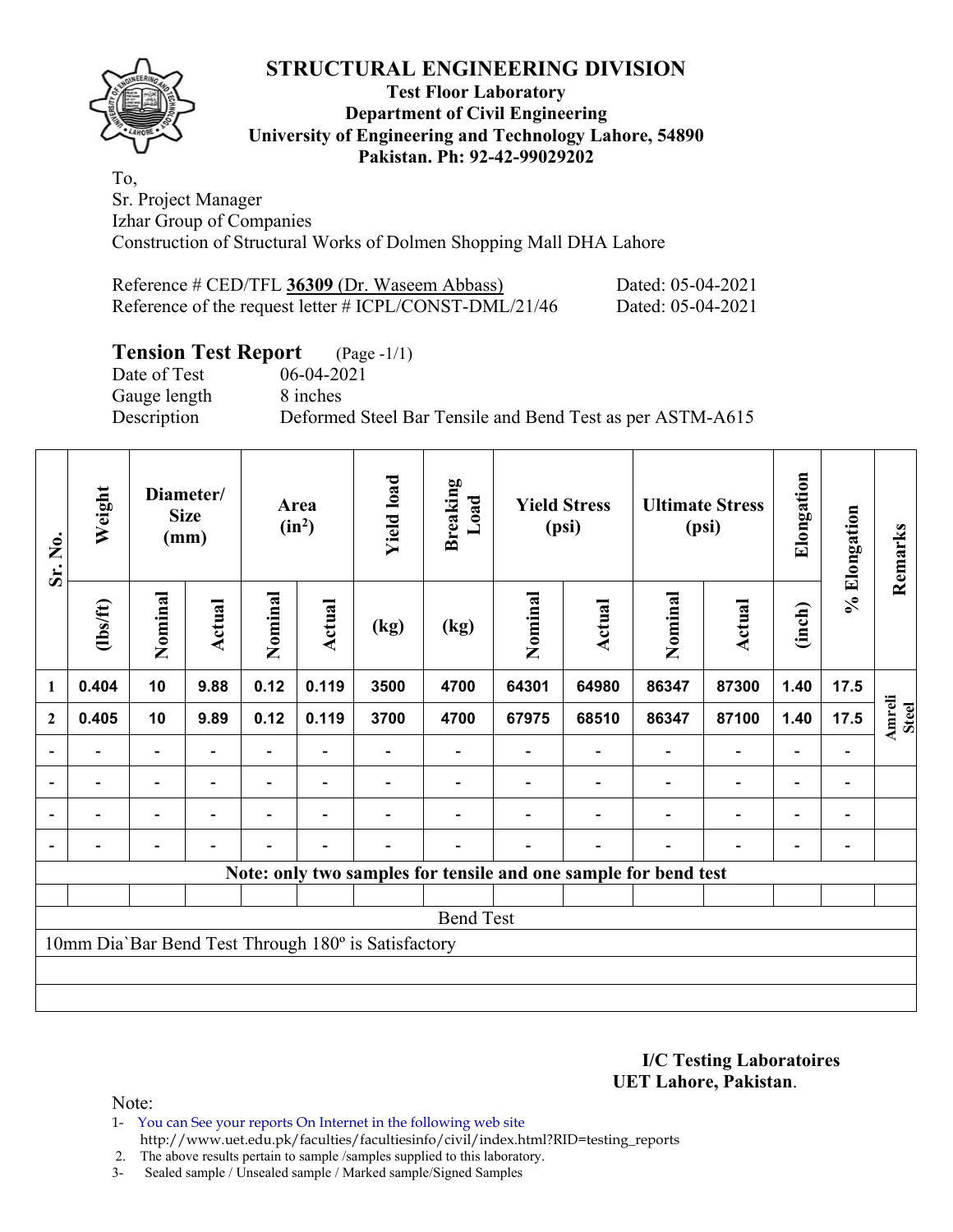# STRUCTURAL ENGINEERING DIVISION

**Test Floor Laboratory**
**Department of Civil Engineering**
**University of Engineering and Technology Lahore, 54890**
**Pakistan. Ph: 92-42-99029202**

To,
Sr. Project Manager
Izhar Group of Companies
Construction of Structural Works of Dolmen Shopping Mall DHA Lahore

Reference # CED/TFL **36309** (Dr. Waseem Abbass) Dated: 05-04-2021
Reference of the request letter # ICPL/CONST-DML/21/46 Dated: 05-04-2021

## Tension Test Report (Page -1/1)

Date of Test 06-04-2021
Gauge length 8 inches
Description Deformed Steel Bar Tensile and Bend Test as per ASTM-A615

| Sr. No. | Weight | Diameter/ Size (mm) | | Area ($in^2$) | | Yield load | Breaking Load | Yield Stress (psi) | | Ultimate Stress (psi) | | Elongation | % Elongation | Remarks |
|---|---|---|---|---|---|---|---|---|---|---|---|---|---|---|
| | (lbs/ft) | Nominal | Actual | Nominal | Actual | (kg) | (kg) | Nominal | Actual | Nominal | Actual | (inch) | | |
| 1 | 0.404 | 10 | 9.88 | 0.12 | 0.119 | 3500 | 4700 | 64301 | 64980 | 86347 | 87300 | 1.40 | 17.5 | Amreli Steel |
| 2 | 0.405 | 10 | 9.89 | 0.12 | 0.119 | 3700 | 4700 | 67975 | 68510 | 86347 | 87100 | 1.40 | 17.5 | |
| - | - | - | - | - | - | - | - | - | - | - | - | - | - | |
| - | - | - | - | - | - | - | - | - | - | - | - | - | - | |
| - | - | - | - | - | - | - | - | - | - | - | - | - | - | |
| - | - | - | - | - | - | - | - | - | - | - | - | - | - | |
| **Note: only two samples for tensile and one sample for bend test** | | | | | | | | | | | | | | |
| Bend Test | | | | | | | | | | | | | | |
| 10mm Dia`Bar Bend Test Through 180º is Satisfactory | | | | | | | | | | | | | | |

**I/C Testing Laboratoires**
**UET Lahore, Pakistan**.

Note:
1- You can See your reports On Internet in the following web site
http://www.uet.edu.pk/faculties/facultiesinfo/civil/index.html?RID=testing_reports
2. The above results pertain to sample /samples supplied to this laboratory.
3- Sealed sample / Unsealed sample / Marked sample/Signed Samples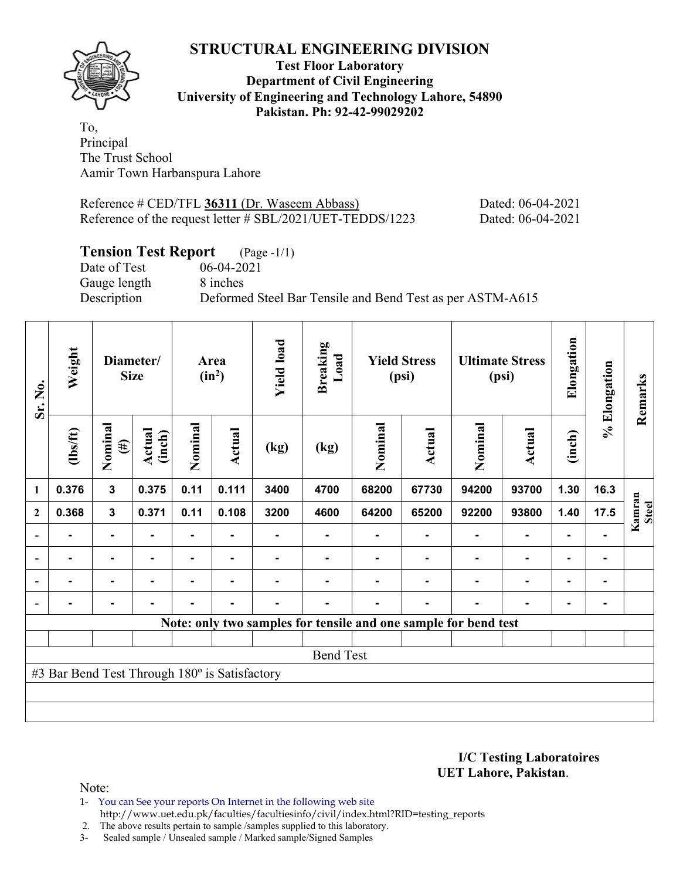# STRUCTURAL ENGINEERING DIVISION

**Test Floor Laboratory**
**Department of Civil Engineering**
**University of Engineering and Technology Lahore, 54890**
**Pakistan. Ph: 92-42-99029202**

To,
Principal
The Trust School
Aamir Town Harbanspura Lahore

Reference # CED/TFL **36311** (Dr. Waseem Abbass) Dated: 06-04-2021
Reference of the request letter # SBL/2021/UET-TEDDS/1223 Dated: 06-04-2021

## Tension Test Report (Page -1/1)

Date of Test 06-04-2021
Gauge length 8 inches
Description Deformed Steel Bar Tensile and Bend Test as per ASTM-A615

| Sr. No. | Weight | Diameter/ Size | | Area ($in^2$) | | Yield load | Breaking Load | Yield Stress (psi) | | Ultimate Stress (psi) | | Elongation | % Elongation | Remarks |
|---|---|---|---|---|---|---|---|---|---|---|---|---|---|---|
| | (lbs/ft) | Nominal (#) | Actual (inch) | Nominal | Actual | (kg) | (kg) | Nominal | Actual | Nominal | Actual | (inch) | | |
| 1 | 0.376 | 3 | 0.375 | 0.11 | 0.111 | 3400 | 4700 | 68200 | 67730 | 94200 | 93700 | 1.30 | 16.3 | Kamran Steel |
| 2 | 0.368 | 3 | 0.371 | 0.11 | 0.108 | 3200 | 4600 | 64200 | 65200 | 92200 | 93800 | 1.40 | 17.5 | |
| - | - | - | - | - | - | - | - | - | - | - | - | - | - | |
| - | - | - | - | - | - | - | - | - | - | - | - | - | - | |
| - | - | - | - | - | - | - | - | - | - | - | - | - | - | |
| - | - | - | - | - | - | - | - | - | - | - | - | - | - | |
| Note: only two samples for tensile and one sample for bend test | | | | | | | | | | | | | | |
| | | | | | | | | | | | | | | |
| Bend Test | | | | | | | | | | | | | | |
| #3 Bar Bend Test Through 180º is Satisfactory | | | | | | | | | | | | | | |

**I/C Testing Laboratoires**
**UET Lahore, Pakistan**.

Note:
1- You can See your reports On Internet in the following web site
http://www.uet.edu.pk/faculties/facultiesinfo/civil/index.html?RID=testing_reports
2. The above results pertain to sample /samples supplied to this laboratory.
3- Sealed sample / Unsealed sample / Marked sample/Signed Samples